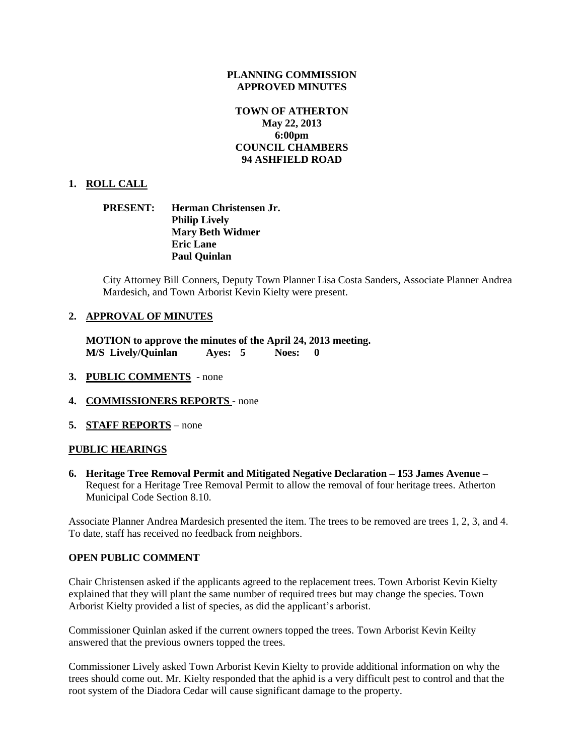**PLANNING COMMISSION**
**APPROVED MINUTES**

**TOWN OF ATHERTON**
**May 22, 2013**
**6:00pm**
**COUNCIL CHAMBERS**
**94 ASHFIELD ROAD**

**1. ROLL CALL**

**PRESENT: Herman Christensen Jr.**
**Philip Lively**
**Mary Beth Widmer**
**Eric Lane**
**Paul Quinlan**

City Attorney Bill Conners, Deputy Town Planner Lisa Costa Sanders, Associate Planner Andrea Mardesich, and Town Arborist Kevin Kielty were present.

**2. APPROVAL OF MINUTES**

**MOTION to approve the minutes of the April 24, 2013 meeting.**
**M/S Lively/Quinlan Ayes: 5 Noes: 0**

**3. PUBLIC COMMENTS** - none

**4. COMMISSIONERS REPORTS** - none

**5. STAFF REPORTS** – none

**PUBLIC HEARINGS**

**6. Heritage Tree Removal Permit and Mitigated Negative Declaration – 153 James Avenue –** Request for a Heritage Tree Removal Permit to allow the removal of four heritage trees. Atherton Municipal Code Section 8.10.

Associate Planner Andrea Mardesich presented the item. The trees to be removed are trees 1, 2, 3, and 4. To date, staff has received no feedback from neighbors.

**OPEN PUBLIC COMMENT**

Chair Christensen asked if the applicants agreed to the replacement trees. Town Arborist Kevin Kielty explained that they will plant the same number of required trees but may change the species. Town Arborist Kielty provided a list of species, as did the applicant's arborist.

Commissioner Quinlan asked if the current owners topped the trees. Town Arborist Kevin Keilty answered that the previous owners topped the trees.

Commissioner Lively asked Town Arborist Kevin Kielty to provide additional information on why the trees should come out. Mr. Kielty responded that the aphid is a very difficult pest to control and that the root system of the Diadora Cedar will cause significant damage to the property.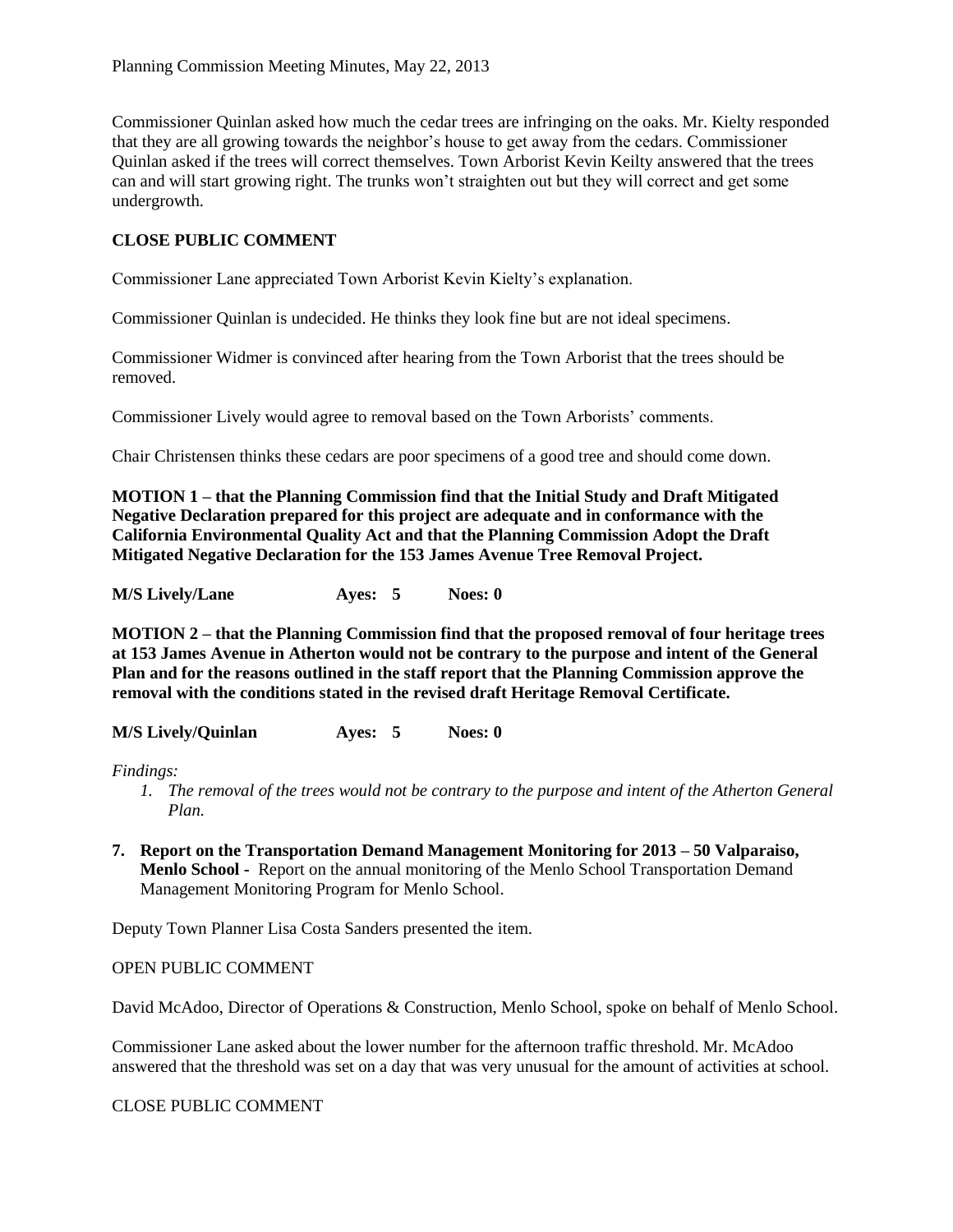Commissioner Quinlan asked how much the cedar trees are infringing on the oaks. Mr. Kielty responded that they are all growing towards the neighbor's house to get away from the cedars. Commissioner Quinlan asked if the trees will correct themselves. Town Arborist Kevin Keilty answered that the trees can and will start growing right. The trunks won't straighten out but they will correct and get some undergrowth.

**CLOSE PUBLIC COMMENT**

Commissioner Lane appreciated Town Arborist Kevin Kielty's explanation.

Commissioner Quinlan is undecided. He thinks they look fine but are not ideal specimens.

Commissioner Widmer is convinced after hearing from the Town Arborist that the trees should be removed.

Commissioner Lively would agree to removal based on the Town Arborists' comments.

Chair Christensen thinks these cedars are poor specimens of a good tree and should come down.

**MOTION 1 – that the Planning Commission find that the Initial Study and Draft Mitigated Negative Declaration prepared for this project are adequate and in conformance with the California Environmental Quality Act and that the Planning Commission Adopt the Draft Mitigated Negative Declaration for the 153 James Avenue Tree Removal Project.**

**M/S Lively/Lane Ayes: 5 Noes: 0**

**MOTION 2 – that the Planning Commission find that the proposed removal of four heritage trees at 153 James Avenue in Atherton would not be contrary to the purpose and intent of the General Plan and for the reasons outlined in the staff report that the Planning Commission approve the removal with the conditions stated in the revised draft Heritage Removal Certificate.**

**M/S Lively/Quinlan Ayes: 5 Noes: 0**

*Findings:*

1. *The removal of the trees would not be contrary to the purpose and intent of the Atherton General Plan.*

7. **Report on the Transportation Demand Management Monitoring for 2013 – 50 Valparaiso, Menlo School -** Report on the annual monitoring of the Menlo School Transportation Demand Management Monitoring Program for Menlo School.

Deputy Town Planner Lisa Costa Sanders presented the item.

OPEN PUBLIC COMMENT

David McAdoo, Director of Operations & Construction, Menlo School, spoke on behalf of Menlo School.

Commissioner Lane asked about the lower number for the afternoon traffic threshold. Mr. McAdoo answered that the threshold was set on a day that was very unusual for the amount of activities at school.

CLOSE PUBLIC COMMENT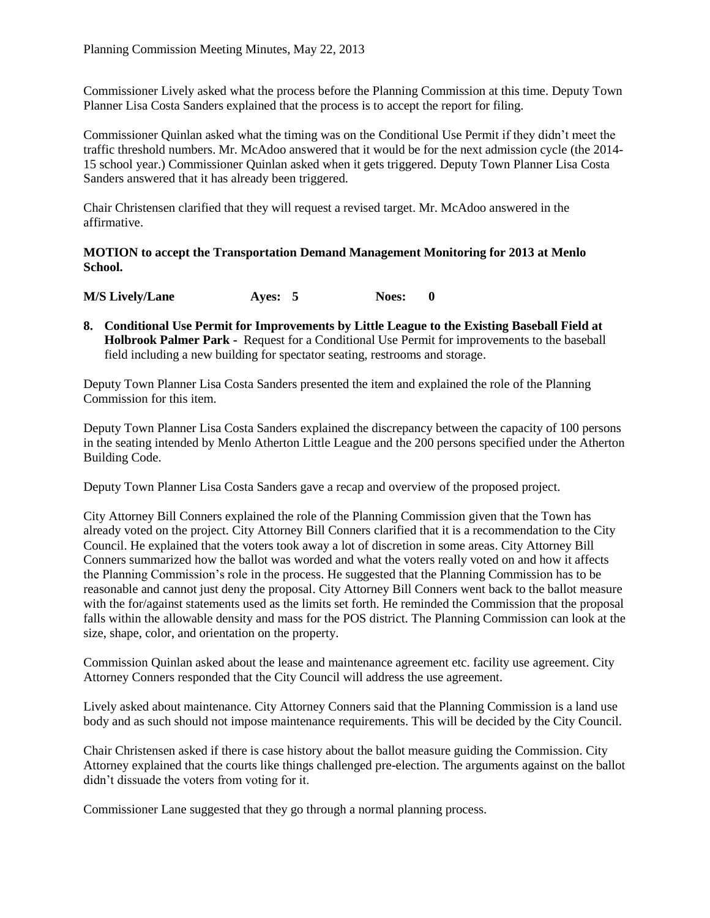Commissioner Lively asked what the process before the Planning Commission at this time. Deputy Town Planner Lisa Costa Sanders explained that the process is to accept the report for filing.

Commissioner Quinlan asked what the timing was on the Conditional Use Permit if they didn't meet the traffic threshold numbers. Mr. McAdoo answered that it would be for the next admission cycle (the 2014-15 school year.) Commissioner Quinlan asked when it gets triggered. Deputy Town Planner Lisa Costa Sanders answered that it has already been triggered.

Chair Christensen clarified that they will request a revised target. Mr. McAdoo answered in the affirmative.

**MOTION to accept the Transportation Demand Management Monitoring for 2013 at Menlo School.**

**M/S Lively/Lane Ayes: 5 Noes: 0**

8. **Conditional Use Permit for Improvements by Little League to the Existing Baseball Field at Holbrook Palmer Park -** Request for a Conditional Use Permit for improvements to the baseball field including a new building for spectator seating, restrooms and storage.

Deputy Town Planner Lisa Costa Sanders presented the item and explained the role of the Planning Commission for this item.

Deputy Town Planner Lisa Costa Sanders explained the discrepancy between the capacity of 100 persons in the seating intended by Menlo Atherton Little League and the 200 persons specified under the Atherton Building Code.

Deputy Town Planner Lisa Costa Sanders gave a recap and overview of the proposed project.

City Attorney Bill Conners explained the role of the Planning Commission given that the Town has already voted on the project. City Attorney Bill Conners clarified that it is a recommendation to the City Council. He explained that the voters took away a lot of discretion in some areas. City Attorney Bill Conners summarized how the ballot was worded and what the voters really voted on and how it affects the Planning Commission's role in the process. He suggested that the Planning Commission has to be reasonable and cannot just deny the proposal. City Attorney Bill Conners went back to the ballot measure with the for/against statements used as the limits set forth. He reminded the Commission that the proposal falls within the allowable density and mass for the POS district. The Planning Commission can look at the size, shape, color, and orientation on the property.

Commission Quinlan asked about the lease and maintenance agreement etc. facility use agreement. City Attorney Conners responded that the City Council will address the use agreement.

Lively asked about maintenance. City Attorney Conners said that the Planning Commission is a land use body and as such should not impose maintenance requirements. This will be decided by the City Council.

Chair Christensen asked if there is case history about the ballot measure guiding the Commission. City Attorney explained that the courts like things challenged pre-election. The arguments against on the ballot didn't dissuade the voters from voting for it.

Commissioner Lane suggested that they go through a normal planning process.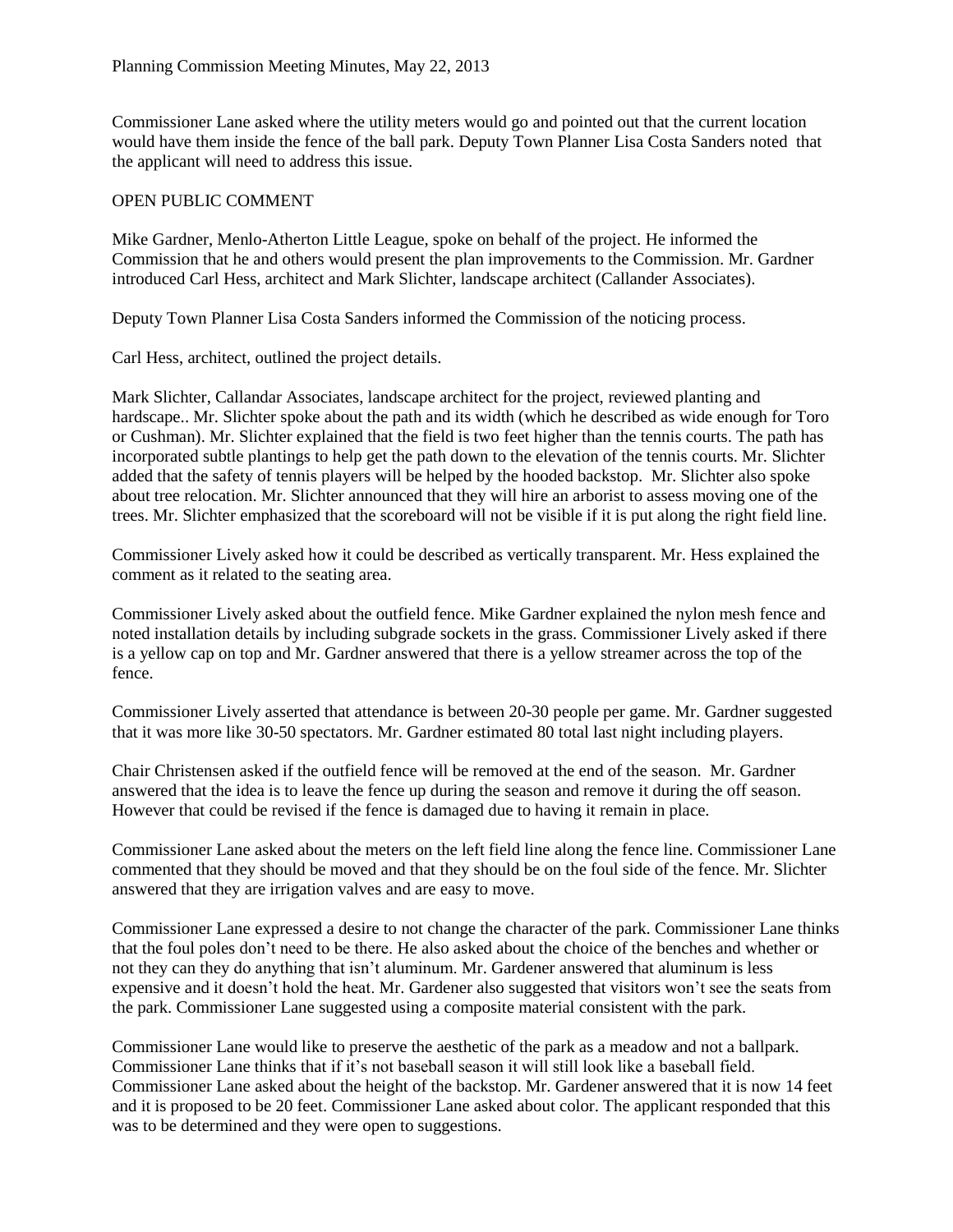Commissioner Lane asked where the utility meters would go and pointed out that the current location would have them inside the fence of the ball park. Deputy Town Planner Lisa Costa Sanders noted that the applicant will need to address this issue.

OPEN PUBLIC COMMENT

Mike Gardner, Menlo-Atherton Little League, spoke on behalf of the project. He informed the Commission that he and others would present the plan improvements to the Commission. Mr. Gardner introduced Carl Hess, architect and Mark Slichter, landscape architect (Callander Associates).

Deputy Town Planner Lisa Costa Sanders informed the Commission of the noticing process.

Carl Hess, architect, outlined the project details.

Mark Slichter, Callandar Associates, landscape architect for the project, reviewed planting and hardscape.. Mr. Slichter spoke about the path and its width (which he described as wide enough for Toro or Cushman). Mr. Slichter explained that the field is two feet higher than the tennis courts. The path has incorporated subtle plantings to help get the path down to the elevation of the tennis courts. Mr. Slichter added that the safety of tennis players will be helped by the hooded backstop. Mr. Slichter also spoke about tree relocation. Mr. Slichter announced that they will hire an arborist to assess moving one of the trees. Mr. Slichter emphasized that the scoreboard will not be visible if it is put along the right field line.

Commissioner Lively asked how it could be described as vertically transparent. Mr. Hess explained the comment as it related to the seating area.

Commissioner Lively asked about the outfield fence. Mike Gardner explained the nylon mesh fence and noted installation details by including subgrade sockets in the grass. Commissioner Lively asked if there is a yellow cap on top and Mr. Gardner answered that there is a yellow streamer across the top of the fence.

Commissioner Lively asserted that attendance is between 20-30 people per game. Mr. Gardner suggested that it was more like 30-50 spectators. Mr. Gardner estimated 80 total last night including players.

Chair Christensen asked if the outfield fence will be removed at the end of the season. Mr. Gardner answered that the idea is to leave the fence up during the season and remove it during the off season. However that could be revised if the fence is damaged due to having it remain in place.

Commissioner Lane asked about the meters on the left field line along the fence line. Commissioner Lane commented that they should be moved and that they should be on the foul side of the fence. Mr. Slichter answered that they are irrigation valves and are easy to move.

Commissioner Lane expressed a desire to not change the character of the park. Commissioner Lane thinks that the foul poles don't need to be there. He also asked about the choice of the benches and whether or not they can they do anything that isn't aluminum. Mr. Gardener answered that aluminum is less expensive and it doesn't hold the heat. Mr. Gardener also suggested that visitors won't see the seats from the park. Commissioner Lane suggested using a composite material consistent with the park.

Commissioner Lane would like to preserve the aesthetic of the park as a meadow and not a ballpark. Commissioner Lane thinks that if it's not baseball season it will still look like a baseball field. Commissioner Lane asked about the height of the backstop. Mr. Gardener answered that it is now 14 feet and it is proposed to be 20 feet. Commissioner Lane asked about color. The applicant responded that this was to be determined and they were open to suggestions.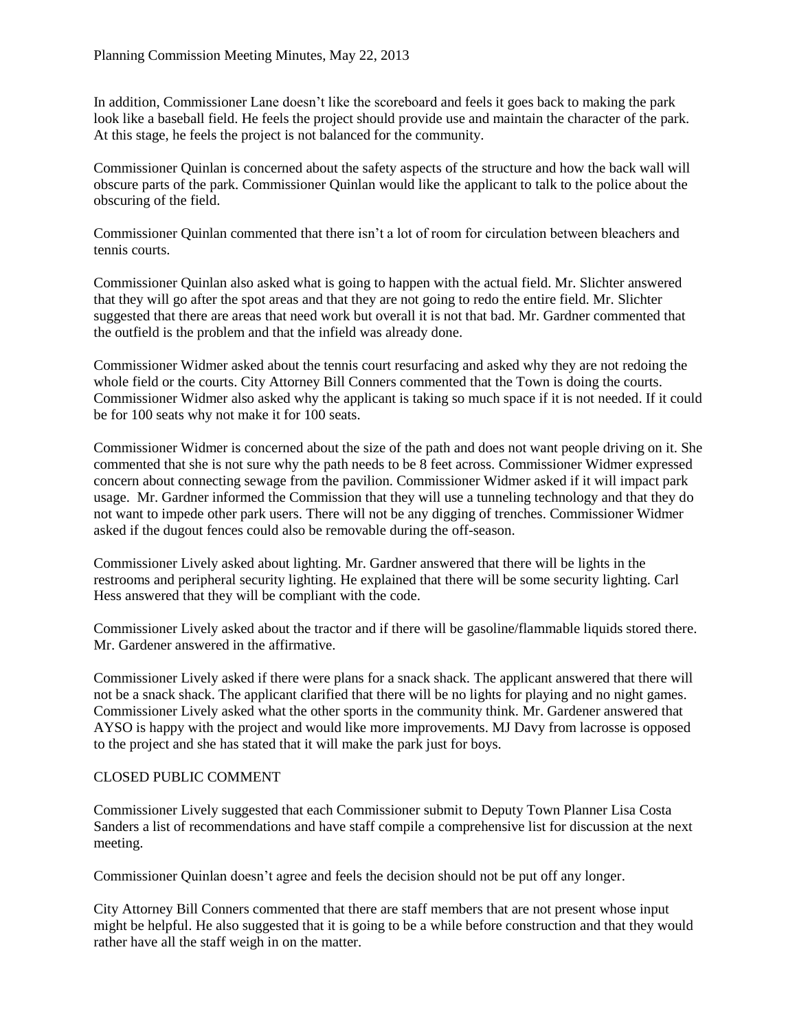In addition, Commissioner Lane doesn't like the scoreboard and feels it goes back to making the park look like a baseball field. He feels the project should provide use and maintain the character of the park. At this stage, he feels the project is not balanced for the community.

Commissioner Quinlan is concerned about the safety aspects of the structure and how the back wall will obscure parts of the park. Commissioner Quinlan would like the applicant to talk to the police about the obscuring of the field.

Commissioner Quinlan commented that there isn't a lot of room for circulation between bleachers and tennis courts.

Commissioner Quinlan also asked what is going to happen with the actual field. Mr. Slichter answered that they will go after the spot areas and that they are not going to redo the entire field. Mr. Slichter suggested that there are areas that need work but overall it is not that bad. Mr. Gardner commented that the outfield is the problem and that the infield was already done.

Commissioner Widmer asked about the tennis court resurfacing and asked why they are not redoing the whole field or the courts. City Attorney Bill Conners commented that the Town is doing the courts. Commissioner Widmer also asked why the applicant is taking so much space if it is not needed. If it could be for 100 seats why not make it for 100 seats.

Commissioner Widmer is concerned about the size of the path and does not want people driving on it. She commented that she is not sure why the path needs to be 8 feet across. Commissioner Widmer expressed concern about connecting sewage from the pavilion. Commissioner Widmer asked if it will impact park usage. Mr. Gardner informed the Commission that they will use a tunneling technology and that they do not want to impede other park users. There will not be any digging of trenches. Commissioner Widmer asked if the dugout fences could also be removable during the off-season.

Commissioner Lively asked about lighting. Mr. Gardner answered that there will be lights in the restrooms and peripheral security lighting. He explained that there will be some security lighting. Carl Hess answered that they will be compliant with the code.

Commissioner Lively asked about the tractor and if there will be gasoline/flammable liquids stored there. Mr. Gardener answered in the affirmative.

Commissioner Lively asked if there were plans for a snack shack. The applicant answered that there will not be a snack shack. The applicant clarified that there will be no lights for playing and no night games. Commissioner Lively asked what the other sports in the community think. Mr. Gardener answered that AYSO is happy with the project and would like more improvements. MJ Davy from lacrosse is opposed to the project and she has stated that it will make the park just for boys.

CLOSED PUBLIC COMMENT

Commissioner Lively suggested that each Commissioner submit to Deputy Town Planner Lisa Costa Sanders a list of recommendations and have staff compile a comprehensive list for discussion at the next meeting.

Commissioner Quinlan doesn't agree and feels the decision should not be put off any longer.

City Attorney Bill Conners commented that there are staff members that are not present whose input might be helpful. He also suggested that it is going to be a while before construction and that they would rather have all the staff weigh in on the matter.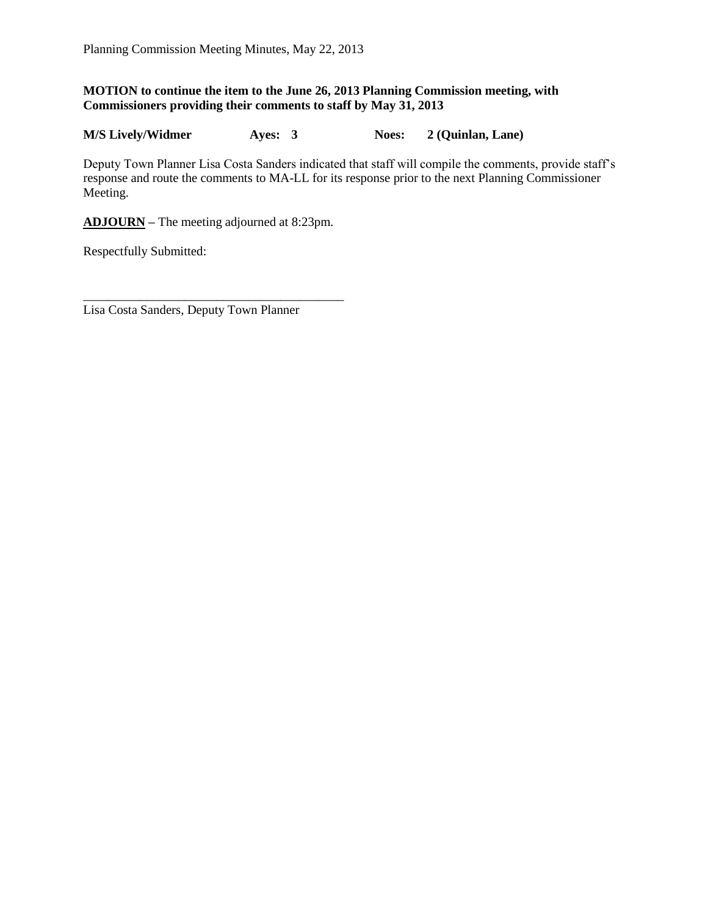**MOTION to continue the item to the June 26, 2013 Planning Commission meeting, with Commissioners providing their comments to staff by May 31, 2013**

**M/S Lively/Widmer  Ayes: 3  Noes: 2 (Quinlan, Lane)**

Deputy Town Planner Lisa Costa Sanders indicated that staff will compile the comments, provide staff's response and route the comments to MA-LL for its response prior to the next Planning Commissioner Meeting.

**ADJOURN** – The meeting adjourned at 8:23pm.

Respectfully Submitted:

\_\_\_\_\_\_\_\_\_\_\_\_\_\_\_\_\_\_\_\_\_\_\_\_\_\_\_\_\_\_\_\_\_\_\_\_\_\_\_\_\_\_

Lisa Costa Sanders, Deputy Town Planner